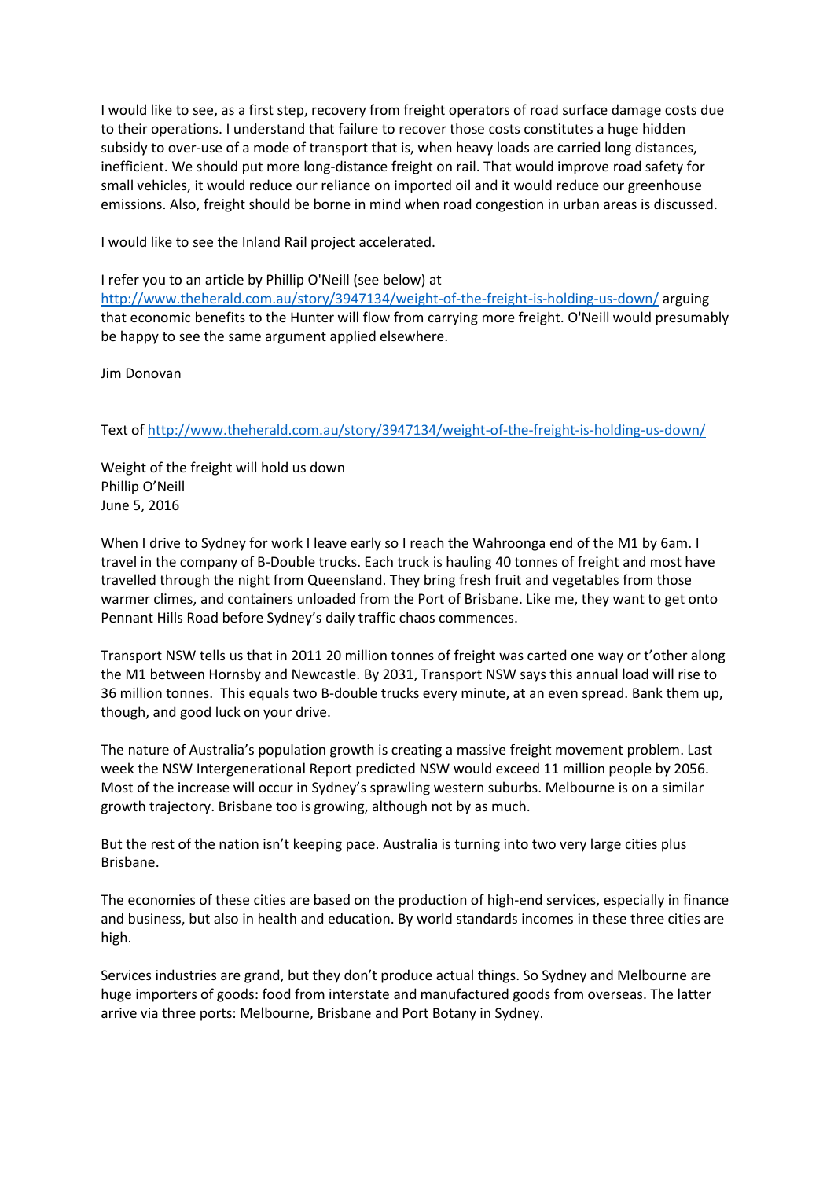I would like to see, as a first step, recovery from freight operators of road surface damage costs due to their operations. I understand that failure to recover those costs constitutes a huge hidden subsidy to over-use of a mode of transport that is, when heavy loads are carried long distances, inefficient. We should put more long-distance freight on rail. That would improve road safety for small vehicles, it would reduce our reliance on imported oil and it would reduce our greenhouse emissions. Also, freight should be borne in mind when road congestion in urban areas is discussed.

I would like to see the Inland Rail project accelerated.

I refer you to an article by Phillip O'Neill (see below) at http://www.theherald.com.au/story/3947134/weight-of-the-freight-is-holding-us-down/ arguing that economic benefits to the Hunter will flow from carrying more freight. O'Neill would presumably be happy to see the same argument applied elsewhere.

Jim Donovan

Text of http://www.theherald.com.au/story/3947134/weight-of-the-freight-is-holding-us-down/

Weight of the freight will hold us down
Phillip O'Neill
June 5, 2016

When I drive to Sydney for work I leave early so I reach the Wahroonga end of the M1 by 6am. I travel in the company of B-Double trucks. Each truck is hauling 40 tonnes of freight and most have travelled through the night from Queensland. They bring fresh fruit and vegetables from those warmer climes, and containers unloaded from the Port of Brisbane. Like me, they want to get onto Pennant Hills Road before Sydney's daily traffic chaos commences.

Transport NSW tells us that in 2011 20 million tonnes of freight was carted one way or t'other along the M1 between Hornsby and Newcastle. By 2031, Transport NSW says this annual load will rise to 36 million tonnes. This equals two B-double trucks every minute, at an even spread. Bank them up, though, and good luck on your drive.

The nature of Australia's population growth is creating a massive freight movement problem. Last week the NSW Intergenerational Report predicted NSW would exceed 11 million people by 2056. Most of the increase will occur in Sydney's sprawling western suburbs. Melbourne is on a similar growth trajectory. Brisbane too is growing, although not by as much.

But the rest of the nation isn't keeping pace. Australia is turning into two very large cities plus Brisbane.

The economies of these cities are based on the production of high-end services, especially in finance and business, but also in health and education. By world standards incomes in these three cities are high.

Services industries are grand, but they don't produce actual things. So Sydney and Melbourne are huge importers of goods: food from interstate and manufactured goods from overseas. The latter arrive via three ports: Melbourne, Brisbane and Port Botany in Sydney.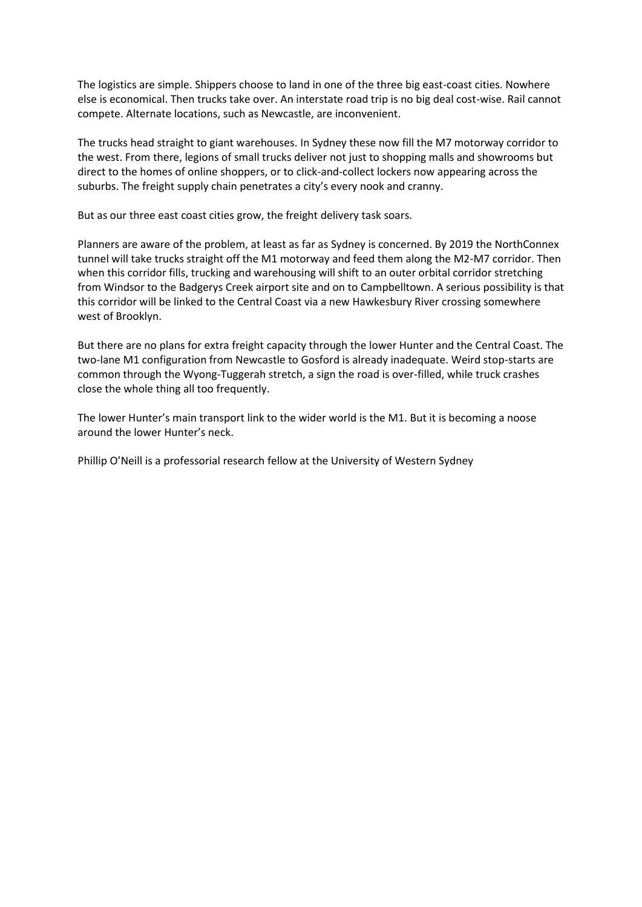The logistics are simple. Shippers choose to land in one of the three big east-coast cities. Nowhere else is economical. Then trucks take over. An interstate road trip is no big deal cost-wise. Rail cannot compete. Alternate locations, such as Newcastle, are inconvenient.

The trucks head straight to giant warehouses. In Sydney these now fill the M7 motorway corridor to the west. From there, legions of small trucks deliver not just to shopping malls and showrooms but direct to the homes of online shoppers, or to click-and-collect lockers now appearing across the suburbs. The freight supply chain penetrates a city's every nook and cranny.

But as our three east coast cities grow, the freight delivery task soars.

Planners are aware of the problem, at least as far as Sydney is concerned. By 2019 the NorthConnex tunnel will take trucks straight off the M1 motorway and feed them along the M2-M7 corridor. Then when this corridor fills, trucking and warehousing will shift to an outer orbital corridor stretching from Windsor to the Badgerys Creek airport site and on to Campbelltown. A serious possibility is that this corridor will be linked to the Central Coast via a new Hawkesbury River crossing somewhere west of Brooklyn.

But there are no plans for extra freight capacity through the lower Hunter and the Central Coast. The two-lane M1 configuration from Newcastle to Gosford is already inadequate. Weird stop-starts are common through the Wyong-Tuggerah stretch, a sign the road is over-filled, while truck crashes close the whole thing all too frequently.

The lower Hunter's main transport link to the wider world is the M1. But it is becoming a noose around the lower Hunter's neck.

Phillip O'Neill is a professorial research fellow at the University of Western Sydney